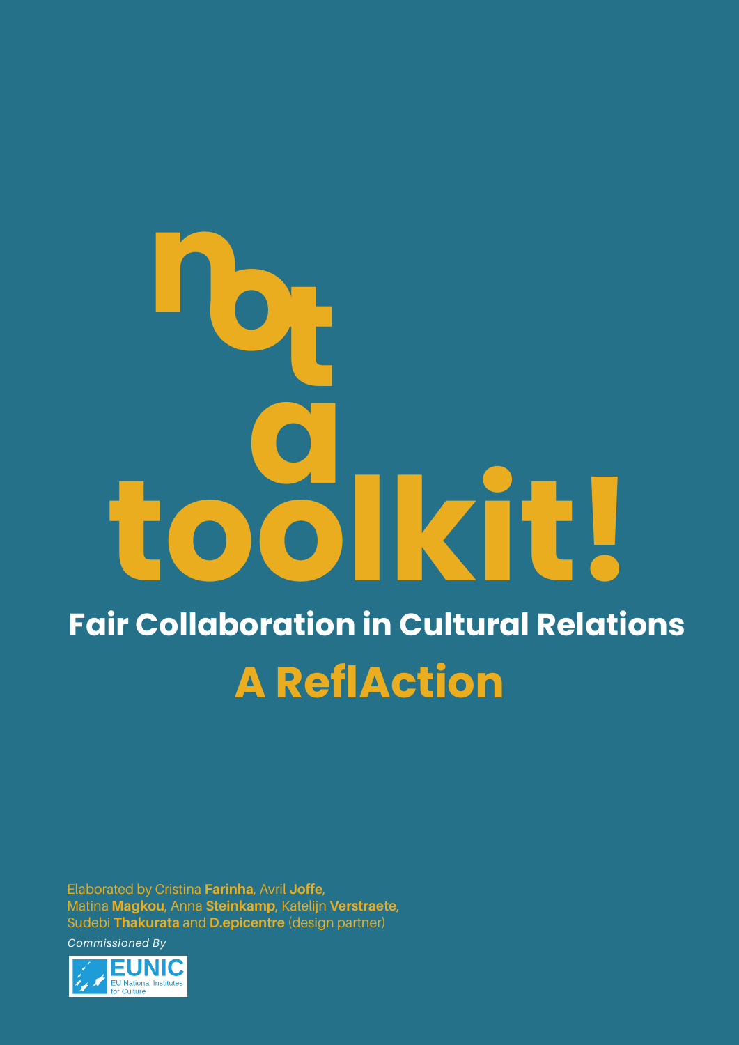# not a toolkit!

## Fair Collaboration in Cultural Relations

## A ReflAction

Elaborated by Cristina **Farinha**, Avril **Joffe**, Matina **Magkou**, Anna **Steinkamp**, Katelijn **Verstraete**, Sudebi **Thakurata** and **D.epicentre** (design partner)

*Commissioned By*

EUNIC
EU National Institutes for Culture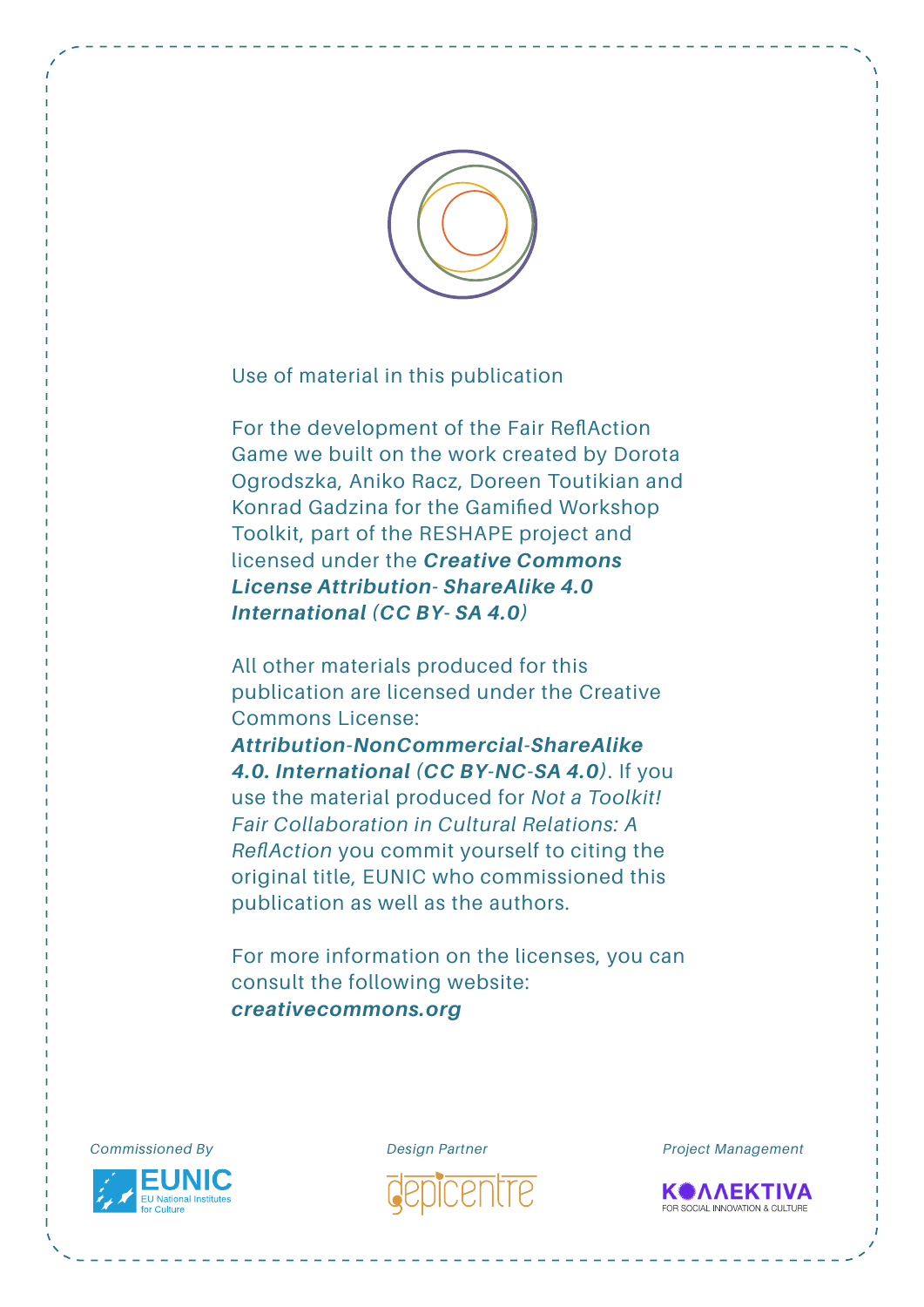Use of material in this publication

For the development of the Fair ReflAction Game we built on the work created by Dorota Ogrodszka, Aniko Racz, Doreen Toutikian and Konrad Gadzina for the Gamified Workshop Toolkit, part of the RESHAPE project and licensed under the ***Creative Commons License Attribution- ShareAlike 4.0 International (CC BY- SA 4.0)***

All other materials produced for this publication are licensed under the Creative Commons License: ***Attribution-NonCommercial-ShareAlike 4.0. International (CC BY-NC-SA 4.0)***. If you use the material produced for *Not a Toolkit! Fair Collaboration in Cultural Relations: A ReflAction* you commit yourself to citing the original title, EUNIC who commissioned this publication as well as the authors.

For more information on the licenses, you can consult the following website: ***creativecommons.org***

*Commissioned By*

EUNIC EU National Institutes for Culture

*Design Partner*

depicentre

*Project Management*

KOΛΛEKTIVA FOR SOCIAL INNOVATION & CULTURE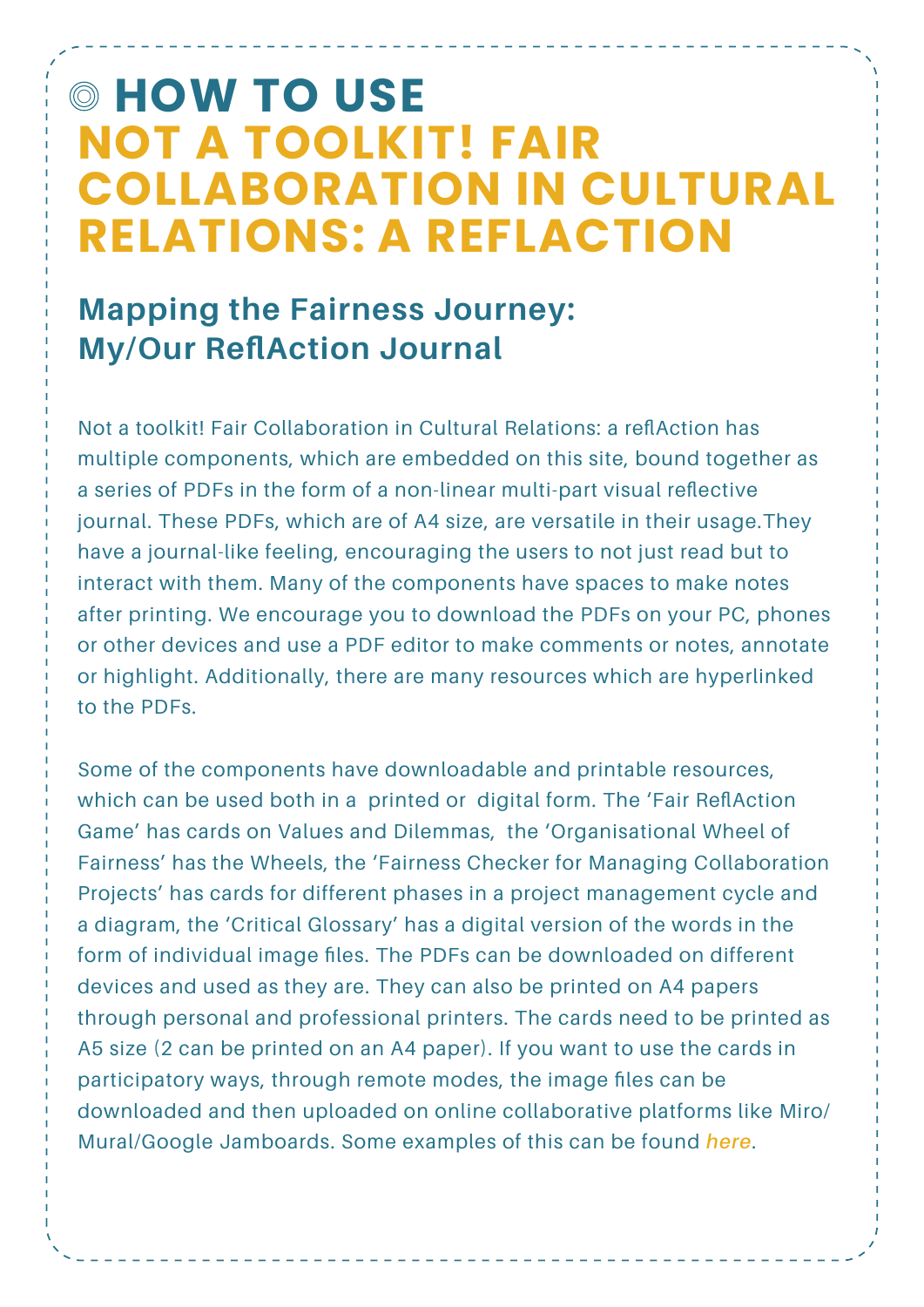# HOW TO USE NOT A TOOLKIT! FAIR COLLABORATION IN CULTURAL RELATIONS: A REFLACTION

## Mapping the Fairness Journey: My/Our ReflAction Journal

Not a toolkit! Fair Collaboration in Cultural Relations: a reflAction has multiple components, which are embedded on this site, bound together as a series of PDFs in the form of a non-linear multi-part visual reflective journal. These PDFs, which are of A4 size, are versatile in their usage.They have a journal-like feeling, encouraging the users to not just read but to interact with them. Many of the components have spaces to make notes after printing. We encourage you to download the PDFs on your PC, phones or other devices and use a PDF editor to make comments or notes, annotate or highlight. Additionally, there are many resources which are hyperlinked to the PDFs.

Some of the components have downloadable and printable resources, which can be used both in a printed or digital form. The 'Fair ReflAction Game' has cards on Values and Dilemmas, the 'Organisational Wheel of Fairness' has the Wheels, the 'Fairness Checker for Managing Collaboration Projects' has cards for different phases in a project management cycle and a diagram, the 'Critical Glossary' has a digital version of the words in the form of individual image files. The PDFs can be downloaded on different devices and used as they are. They can also be printed on A4 papers through personal and professional printers. The cards need to be printed as A5 size (2 can be printed on an A4 paper). If you want to use the cards in participatory ways, through remote modes, the image files can be downloaded and then uploaded on online collaborative platforms like Miro/ Mural/Google Jamboards. Some examples of this can be found *here*.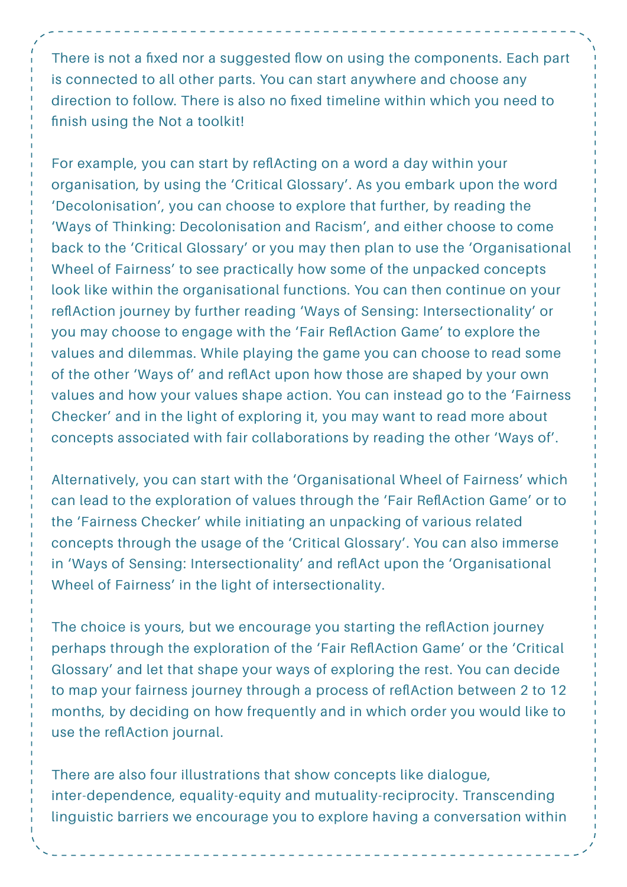There is not a fixed nor a suggested flow on using the components. Each part is connected to all other parts. You can start anywhere and choose any direction to follow. There is also no fixed timeline within which you need to finish using the Not a toolkit!

For example, you can start by reflActing on a word a day within your organisation, by using the 'Critical Glossary'. As you embark upon the word 'Decolonisation', you can choose to explore that further, by reading the 'Ways of Thinking: Decolonisation and Racism', and either choose to come back to the 'Critical Glossary' or you may then plan to use the 'Organisational Wheel of Fairness' to see practically how some of the unpacked concepts look like within the organisational functions. You can then continue on your reflAction journey by further reading 'Ways of Sensing: Intersectionality' or you may choose to engage with the 'Fair ReflAction Game' to explore the values and dilemmas. While playing the game you can choose to read some of the other 'Ways of' and reflAct upon how those are shaped by your own values and how your values shape action. You can instead go to the 'Fairness Checker' and in the light of exploring it, you may want to read more about concepts associated with fair collaborations by reading the other 'Ways of'.

Alternatively, you can start with the 'Organisational Wheel of Fairness' which can lead to the exploration of values through the 'Fair ReflAction Game' or to the 'Fairness Checker' while initiating an unpacking of various related concepts through the usage of the 'Critical Glossary'. You can also immerse in 'Ways of Sensing: Intersectionality' and reflAct upon the 'Organisational Wheel of Fairness' in the light of intersectionality.

The choice is yours, but we encourage you starting the reflAction journey perhaps through the exploration of the 'Fair ReflAction Game' or the 'Critical Glossary' and let that shape your ways of exploring the rest. You can decide to map your fairness journey through a process of reflAction between 2 to 12 months, by deciding on how frequently and in which order you would like to use the reflAction journal.

There are also four illustrations that show concepts like dialogue, inter-dependence, equality-equity and mutuality-reciprocity. Transcending linguistic barriers we encourage you to explore having a conversation within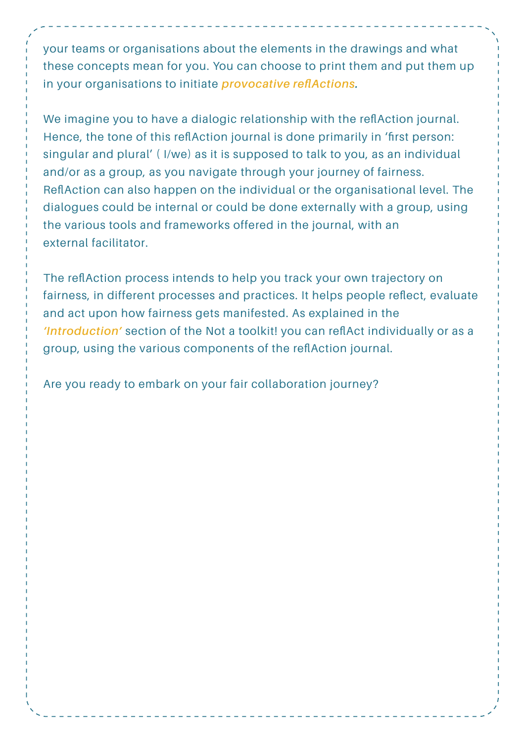your teams or organisations about the elements in the drawings and what these concepts mean for you. You can choose to print them and put them up in your organisations to initiate ***provocative reflActions***.

We imagine you to have a dialogic relationship with the reflAction journal. Hence, the tone of this reflAction journal is done primarily in 'first person: singular and plural' ( I/we) as it is supposed to talk to you, as an individual and/or as a group, as you navigate through your journey of fairness. ReflAction can also happen on the individual or the organisational level. The dialogues could be internal or could be done externally with a group, using the various tools and frameworks offered in the journal, with an external facilitator.

The reflAction process intends to help you track your own trajectory on fairness, in different processes and practices. It helps people reflect, evaluate and act upon how fairness gets manifested. As explained in the ***'Introduction'*** section of the Not a toolkit! you can reflAct individually or as a group, using the various components of the reflAction journal.

Are you ready to embark on your fair collaboration journey?